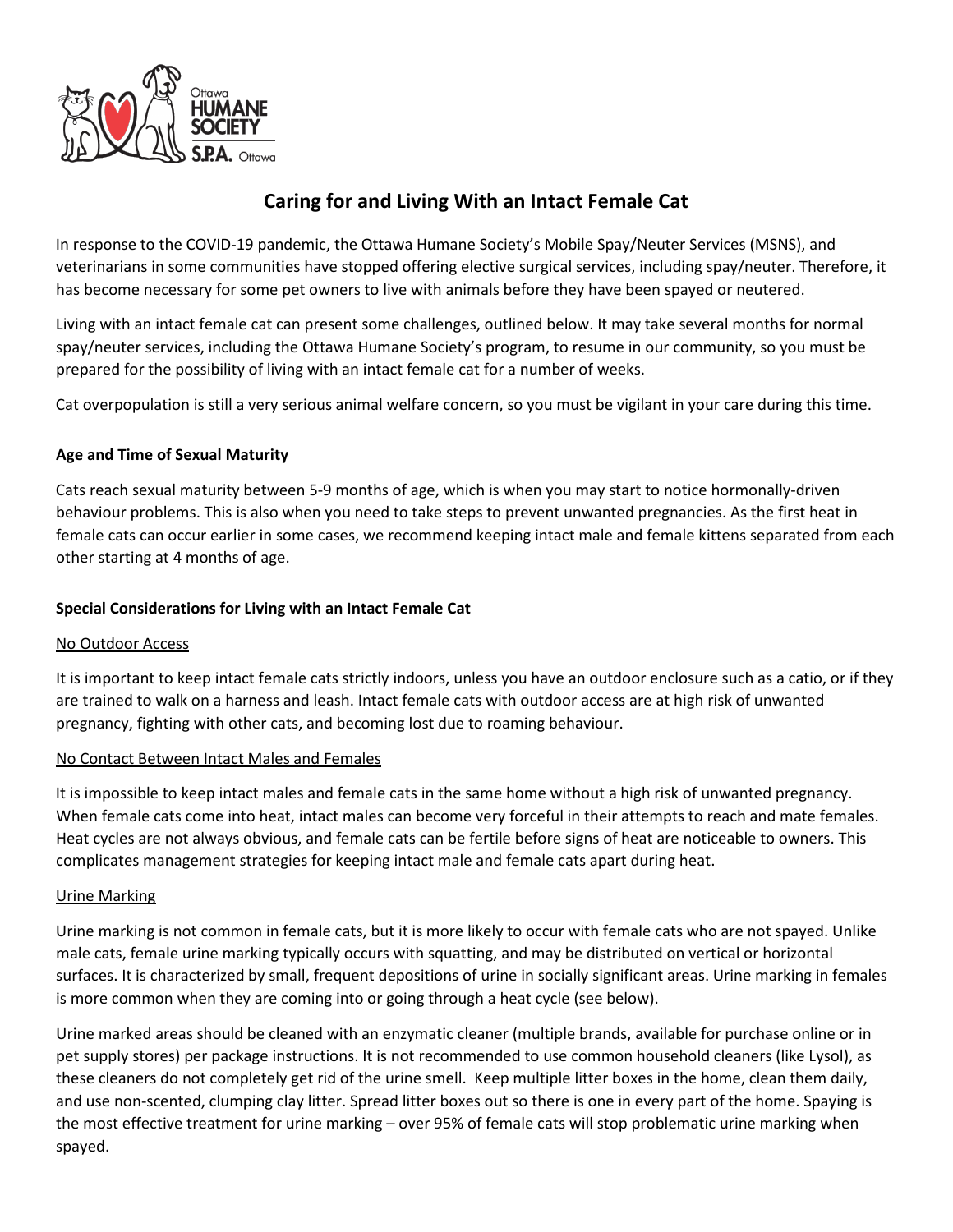# Caring for and Living With an Intact Female Cat

In response to the COVID-19 pandemic, the Ottawa Humane Society's Mobile Spay/Neuter Services (MSNS), and veterinarians in some communities have stopped offering elective surgical services, including spay/neuter. Therefore, it has become necessary for some pet owners to live with animals before they have been spayed or neutered.

Living with an intact female cat can present some challenges, outlined below. It may take several months for normal spay/neuter services, including the Ottawa Humane Society's program, to resume in our community, so you must be prepared for the possibility of living with an intact female cat for a number of weeks.

Cat overpopulation is still a very serious animal welfare concern, so you must be vigilant in your care during this time.

### Age and Time of Sexual Maturity

Cats reach sexual maturity between 5-9 months of age, which is when you may start to notice hormonally-driven behaviour problems. This is also when you need to take steps to prevent unwanted pregnancies. As the first heat in female cats can occur earlier in some cases, we recommend keeping intact male and female kittens separated from each other starting at 4 months of age.

### Special Considerations for Living with an Intact Female Cat

#### No Outdoor Access

It is important to keep intact female cats strictly indoors, unless you have an outdoor enclosure such as a catio, or if they are trained to walk on a harness and leash. Intact female cats with outdoor access are at high risk of unwanted pregnancy, fighting with other cats, and becoming lost due to roaming behaviour.

#### No Contact Between Intact Males and Females

It is impossible to keep intact males and female cats in the same home without a high risk of unwanted pregnancy. When female cats come into heat, intact males can become very forceful in their attempts to reach and mate females. Heat cycles are not always obvious, and female cats can be fertile before signs of heat are noticeable to owners. This complicates management strategies for keeping intact male and female cats apart during heat.

#### Urine Marking

Urine marking is not common in female cats, but it is more likely to occur with female cats who are not spayed. Unlike male cats, female urine marking typically occurs with squatting, and may be distributed on vertical or horizontal surfaces. It is characterized by small, frequent depositions of urine in socially significant areas. Urine marking in females is more common when they are coming into or going through a heat cycle (see below).

Urine marked areas should be cleaned with an enzymatic cleaner (multiple brands, available for purchase online or in pet supply stores) per package instructions. It is not recommended to use common household cleaners (like Lysol), as these cleaners do not completely get rid of the urine smell. Keep multiple litter boxes in the home, clean them daily, and use non-scented, clumping clay litter. Spread litter boxes out so there is one in every part of the home. Spaying is the most effective treatment for urine marking – over 95% of female cats will stop problematic urine marking when spayed.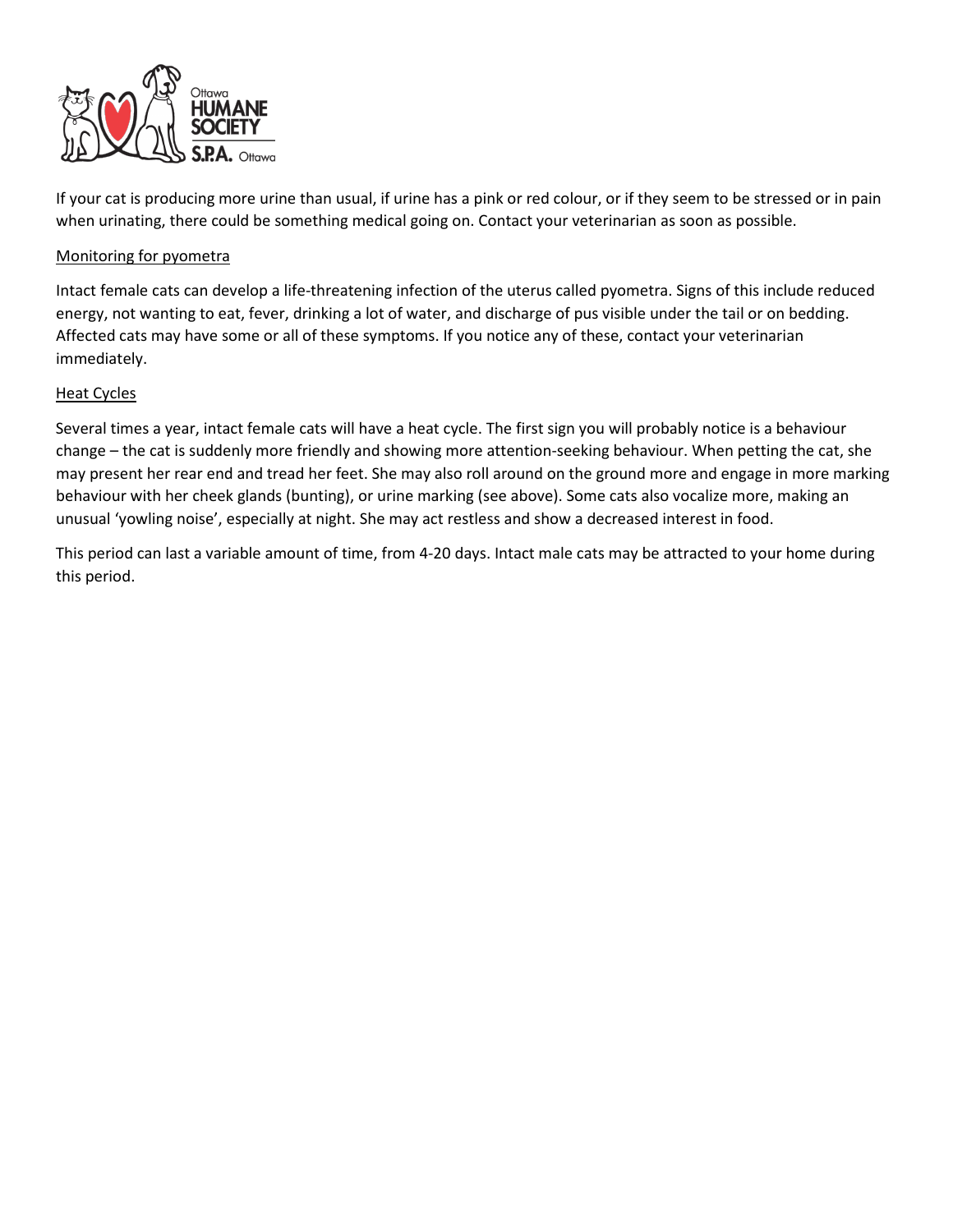If your cat is producing more urine than usual, if urine has a pink or red colour, or if they seem to be stressed or in pain when urinating, there could be something medical going on. Contact your veterinarian as soon as possible.

### Monitoring for pyometra

Intact female cats can develop a life-threatening infection of the uterus called pyometra. Signs of this include reduced energy, not wanting to eat, fever, drinking a lot of water, and discharge of pus visible under the tail or on bedding. Affected cats may have some or all of these symptoms. If you notice any of these, contact your veterinarian immediately.

### Heat Cycles

Several times a year, intact female cats will have a heat cycle. The first sign you will probably notice is a behaviour change – the cat is suddenly more friendly and showing more attention-seeking behaviour. When petting the cat, she may present her rear end and tread her feet. She may also roll around on the ground more and engage in more marking behaviour with her cheek glands (bunting), or urine marking (see above). Some cats also vocalize more, making an unusual 'yowling noise', especially at night. She may act restless and show a decreased interest in food.

This period can last a variable amount of time, from 4-20 days. Intact male cats may be attracted to your home during this period.